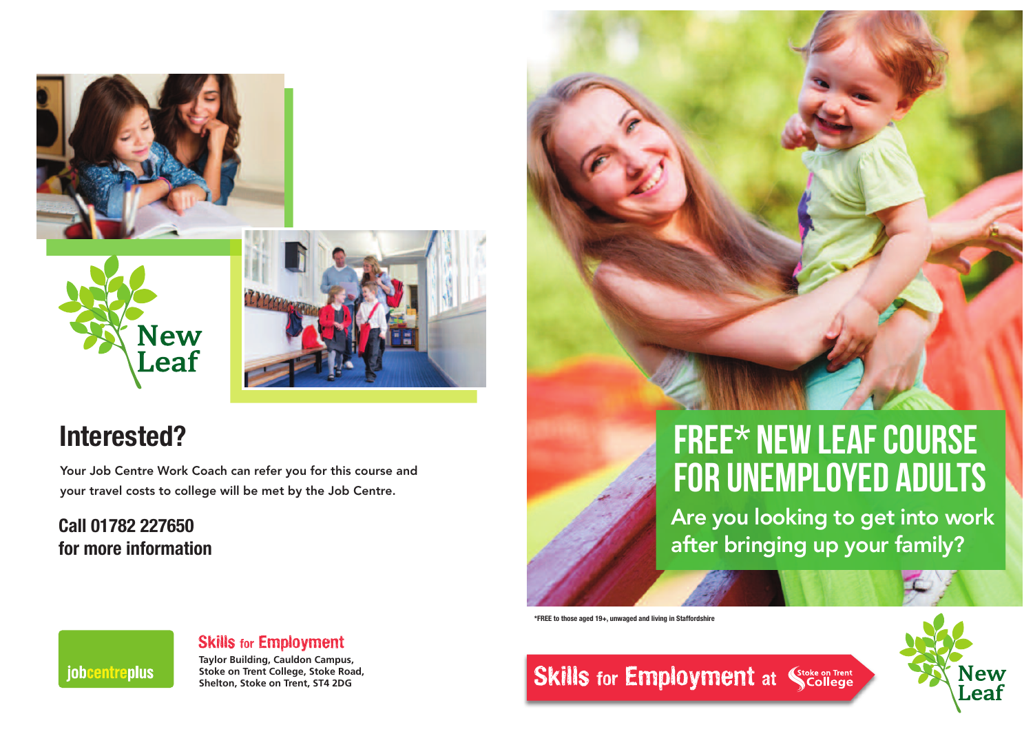New Leaf

## Interested?

Your Job Centre Work Coach can refer you for this course and your travel costs to college will be met by the Job Centre.

**Call 01782 227650 for more information**

jobcentreplus

**Skills for Employment**

Taylor Building, Cauldon Campus, Stoke on Trent College, Stoke Road, Shelton, Stoke on Trent, ST4 2DG

# FREE* NEW LEAF COURSE FOR UNEMPLOYED ADULTS

Are you looking to get into work after bringing up your family?

*FREE to those aged 19+, unwaged and living in Staffordshire

Skills for Employment at Stoke on Trent College

New Leaf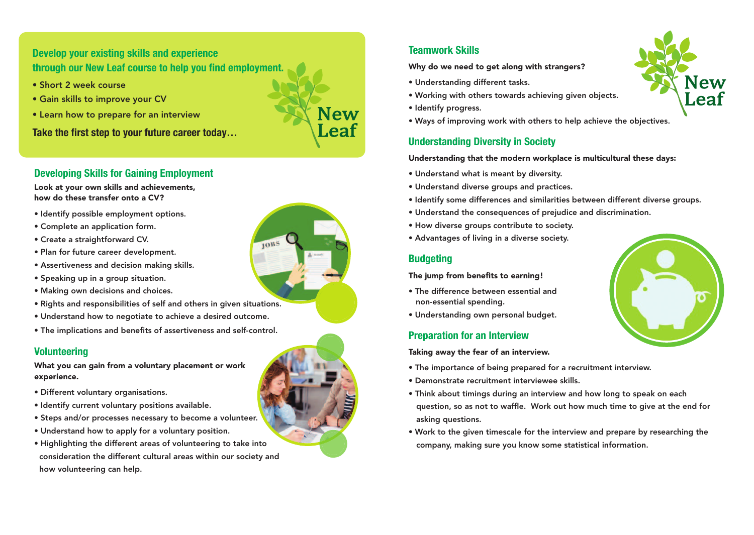**Develop your existing skills and experience through our New Leaf course to help you find employment.**

- Short 2 week course
- Gain skills to improve your CV
- Learn how to prepare for an interview

**Take the first step to your future career today…**

## Developing Skills for Gaining Employment

**Look at your own skills and achievements, how do these transfer onto a CV?**

- Identify possible employment options.
- Complete an application form.
- Create a straightforward CV.
- Plan for future career development.
- Assertiveness and decision making skills.
- Speaking up in a group situation.
- Making own decisions and choices.
- Rights and responsibilities of self and others in given situations.
- Understand how to negotiate to achieve a desired outcome.
- The implications and benefits of assertiveness and self-control.

## Volunteering

**What you can gain from a voluntary placement or work experience.**

- Different voluntary organisations.
- Identify current voluntary positions available.
- Steps and/or processes necessary to become a volunteer.
- Understand how to apply for a voluntary position.
- Highlighting the different areas of volunteering to take into consideration the different cultural areas within our society and how volunteering can help.

## Teamwork Skills

**Why do we need to get along with strangers?**

- Understanding different tasks.
- Working with others towards achieving given objects.
- Identify progress.
- Ways of improving work with others to help achieve the objectives.

## Understanding Diversity in Society

**Understanding that the modern workplace is multicultural these days:**

- Understand what is meant by diversity.
- Understand diverse groups and practices.
- Identify some differences and similarities between different diverse groups.
- Understand the consequences of prejudice and discrimination.
- How diverse groups contribute to society.
- Advantages of living in a diverse society.

## Budgeting

**The jump from benefits to earning!**

- The difference between essential and non-essential spending.
- Understanding own personal budget.

## Preparation for an Interview

**Taking away the fear of an interview.**

- The importance of being prepared for a recruitment interview.
- Demonstrate recruitment interviewee skills.
- Think about timings during an interview and how long to speak on each question, so as not to waffle. Work out how much time to give at the end for asking questions.
- Work to the given timescale for the interview and prepare by researching the company, making sure you know some statistical information.